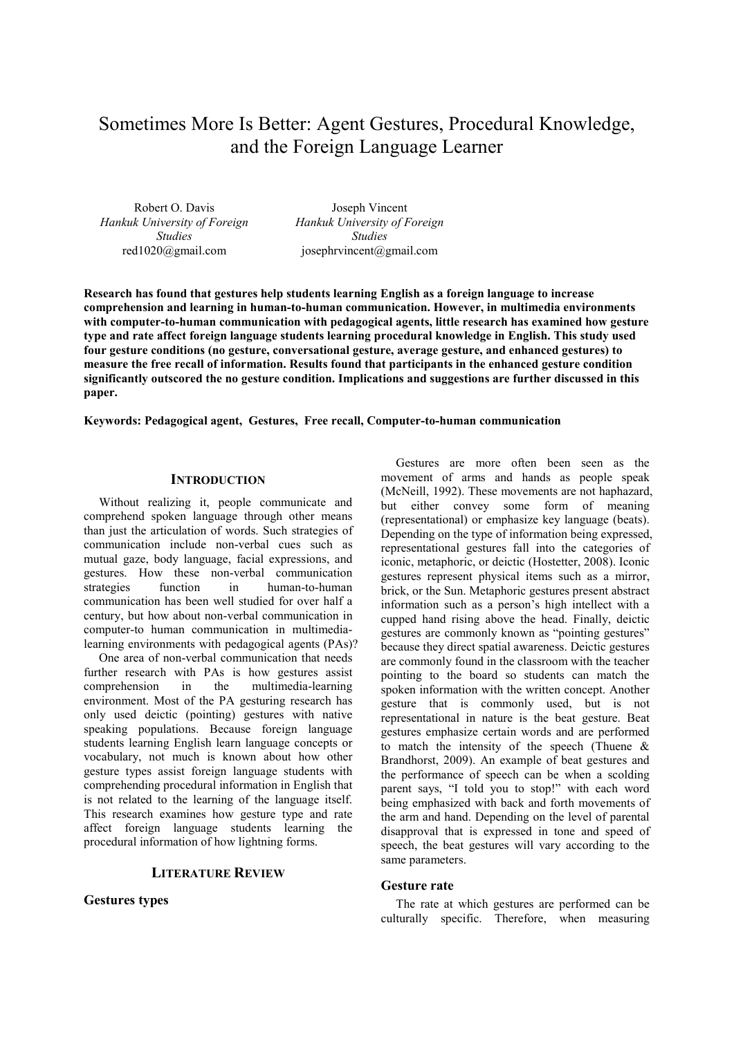# Sometimes More Is Better: Agent Gestures, Procedural Knowledge, and the Foreign Language Learner

Robert O. Davis
*Hankuk University of Foreign Studies*
red1020@gmail.com

Joseph Vincent
*Hankuk University of Foreign Studies*
josephrvincent@gmail.com

**Research has found that gestures help students learning English as a foreign language to increase comprehension and learning in human-to-human communication. However, in multimedia environments with computer-to-human communication with pedagogical agents, little research has examined how gesture type and rate affect foreign language students learning procedural knowledge in English. This study used four gesture conditions (no gesture, conversational gesture, average gesture, and enhanced gestures) to measure the free recall of information. Results found that participants in the enhanced gesture condition significantly outscored the no gesture condition. Implications and suggestions are further discussed in this paper.**

**Keywords: Pedagogical agent, Gestures, Free recall, Computer-to-human communication**

## INTRODUCTION

Without realizing it, people communicate and comprehend spoken language through other means than just the articulation of words. Such strategies of communication include non-verbal cues such as mutual gaze, body language, facial expressions, and gestures. How these non-verbal communication strategies function in human-to-human communication has been well studied for over half a century, but how about non-verbal communication in computer-to human communication in multimedia-learning environments with pedagogical agents (PAs)?

One area of non-verbal communication that needs further research with PAs is how gestures assist comprehension in the multimedia-learning environment. Most of the PA gesturing research has only used deictic (pointing) gestures with native speaking populations. Because foreign language students learning English learn language concepts or vocabulary, not much is known about how other gesture types assist foreign language students with comprehending procedural information in English that is not related to the learning of the language itself. This research examines how gesture type and rate affect foreign language students learning the procedural information of how lightning forms.

## LITERATURE REVIEW

### Gestures types

Gestures are more often been seen as the movement of arms and hands as people speak (McNeill, 1992). These movements are not haphazard, but either convey some form of meaning (representational) or emphasize key language (beats). Depending on the type of information being expressed, representational gestures fall into the categories of iconic, metaphoric, or deictic (Hostetter, 2008). Iconic gestures represent physical items such as a mirror, brick, or the Sun. Metaphoric gestures present abstract information such as a person's high intellect with a cupped hand rising above the head. Finally, deictic gestures are commonly known as "pointing gestures" because they direct spatial awareness. Deictic gestures are commonly found in the classroom with the teacher pointing to the board so students can match the spoken information with the written concept. Another gesture that is commonly used, but is not representational in nature is the beat gesture. Beat gestures emphasize certain words and are performed to match the intensity of the speech (Thuene & Brandhorst, 2009). An example of beat gestures and the performance of speech can be when a scolding parent says, "I told you to stop!" with each word being emphasized with back and forth movements of the arm and hand. Depending on the level of parental disapproval that is expressed in tone and speed of speech, the beat gestures will vary according to the same parameters.

### Gesture rate

The rate at which gestures are performed can be culturally specific. Therefore, when measuring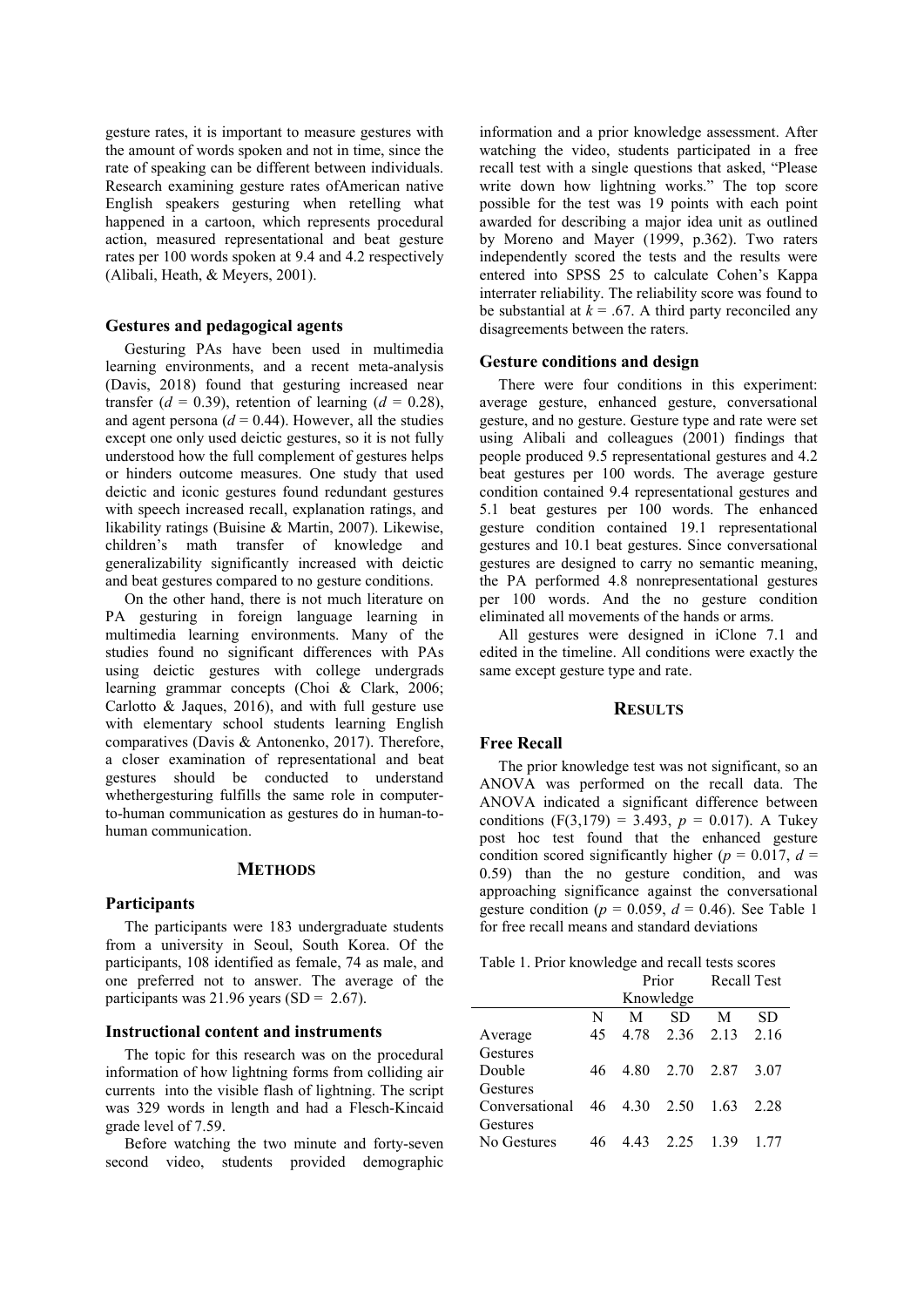gesture rates, it is important to measure gestures with the amount of words spoken and not in time, since the rate of speaking can be different between individuals. Research examining gesture rates ofAmerican native English speakers gesturing when retelling what happened in a cartoon, which represents procedural action, measured representational and beat gesture rates per 100 words spoken at 9.4 and 4.2 respectively (Alibali, Heath, & Meyers, 2001).

### Gestures and pedagogical agents

Gesturing PAs have been used in multimedia learning environments, and a recent meta-analysis (Davis, 2018) found that gesturing increased near transfer ($d$ = 0.39), retention of learning ($d$ = 0.28), and agent persona ($d$ = 0.44). However, all the studies except one only used deictic gestures, so it is not fully understood how the full complement of gestures helps or hinders outcome measures. One study that used deictic and iconic gestures found redundant gestures with speech increased recall, explanation ratings, and likability ratings (Buisine & Martin, 2007). Likewise, children's math transfer of knowledge and generalizability significantly increased with deictic and beat gestures compared to no gesture conditions.

On the other hand, there is not much literature on PA gesturing in foreign language learning in multimedia learning environments. Many of the studies found no significant differences with PAs using deictic gestures with college undergrads learning grammar concepts (Choi & Clark, 2006; Carlotto & Jaques, 2016), and with full gesture use with elementary school students learning English comparatives (Davis & Antonenko, 2017). Therefore, a closer examination of representational and beat gestures should be conducted to understand whethergesturing fulfills the same role in computer-to-human communication as gestures do in human-to-human communication.

## Methods

### Participants

The participants were 183 undergraduate students from a university in Seoul, South Korea. Of the participants, 108 identified as female, 74 as male, and one preferred not to answer. The average of the participants was 21.96 years (SD = 2.67).

### Instructional content and instruments

The topic for this research was on the procedural information of how lightning forms from colliding air currents into the visible flash of lightning. The script was 329 words in length and had a Flesch-Kincaid grade level of 7.59.

Before watching the two minute and forty-seven second video, students provided demographic information and a prior knowledge assessment. After watching the video, students participated in a free recall test with a single questions that asked, "Please write down how lightning works." The top score possible for the test was 19 points with each point awarded for describing a major idea unit as outlined by Moreno and Mayer (1999, p.362). Two raters independently scored the tests and the results were entered into SPSS 25 to calculate Cohen's Kappa interrater reliability. The reliability score was found to be substantial at $k$ = .67. A third party reconciled any disagreements between the raters.

### Gesture conditions and design

There were four conditions in this experiment: average gesture, enhanced gesture, conversational gesture, and no gesture. Gesture type and rate were set using Alibali and colleagues (2001) findings that people produced 9.5 representational gestures and 4.2 beat gestures per 100 words. The average gesture condition contained 9.4 representational gestures and 5.1 beat gestures per 100 words. The enhanced gesture condition contained 19.1 representational gestures and 10.1 beat gestures. Since conversational gestures are designed to carry no semantic meaning, the PA performed 4.8 nonrepresentational gestures per 100 words. And the no gesture condition eliminated all movements of the hands or arms.

All gestures were designed in iClone 7.1 and edited in the timeline. All conditions were exactly the same except gesture type and rate.

## Results

### Free Recall

The prior knowledge test was not significant, so an ANOVA was performed on the recall data. The ANOVA indicated a significant difference between conditions ($F(3,179) = 3.493$, $p$ = 0.017). A Tukey post hoc test found that the enhanced gesture condition scored significantly higher ($p$ = 0.017, $d$ = 0.59) than the no gesture condition, and was approaching significance against the conversational gesture condition ($p$ = 0.059, $d$ = 0.46). See Table 1 for free recall means and standard deviations

Table 1. Prior knowledge and recall tests scores

| | | Prior Knowledge | | Recall Test | |
|---|---|---|---|---|---|
| | N | M | SD | M | SD |
| Average Gestures | 45 | 4.78 | 2.36 | 2.13 | 2.16 |
| Double Gestures | 46 | 4.80 | 2.70 | 2.87 | 3.07 |
| Conversational Gestures | 46 | 4.30 | 2.50 | 1.63 | 2.28 |
| No Gestures | 46 | 4.43 | 2.25 | 1.39 | 1.77 |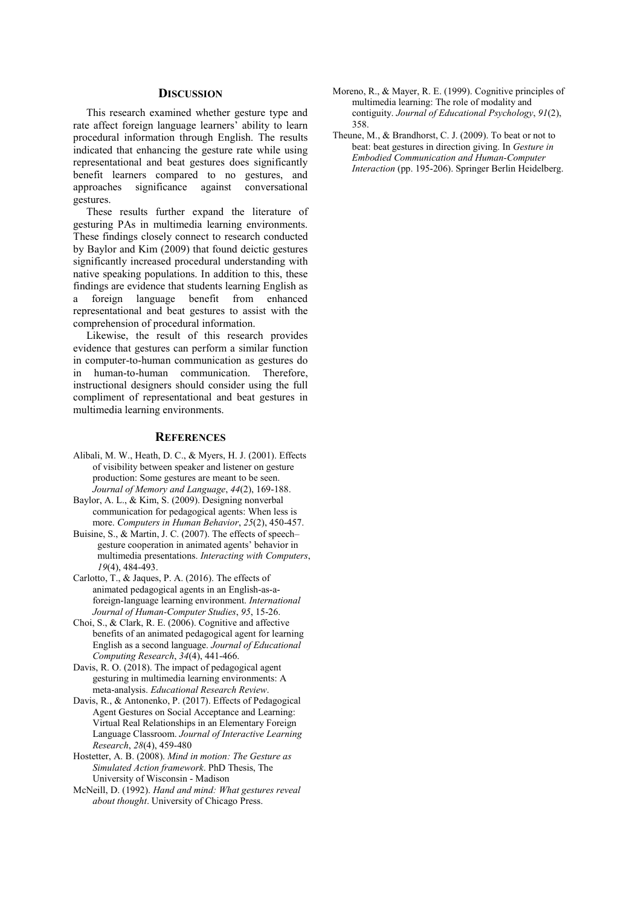## Discussion

This research examined whether gesture type and rate affect foreign language learners' ability to learn procedural information through English. The results indicated that enhancing the gesture rate while using representational and beat gestures does significantly benefit learners compared to no gestures, and approaches significance against conversational gestures.

These results further expand the literature of gesturing PAs in multimedia learning environments. These findings closely connect to research conducted by Baylor and Kim (2009) that found deictic gestures significantly increased procedural understanding with native speaking populations. In addition to this, these findings are evidence that students learning English as a foreign language benefit from enhanced representational and beat gestures to assist with the comprehension of procedural information.

Likewise, the result of this research provides evidence that gestures can perform a similar function in computer-to-human communication as gestures do in human-to-human communication. Therefore, instructional designers should consider using the full compliment of representational and beat gestures in multimedia learning environments.

## References

Alibali, M. W., Heath, D. C., & Myers, H. J. (2001). Effects of visibility between speaker and listener on gesture production: Some gestures are meant to be seen. *Journal of Memory and Language*, *44*(2), 169-188.

Baylor, A. L., & Kim, S. (2009). Designing nonverbal communication for pedagogical agents: When less is more. *Computers in Human Behavior*, *25*(2), 450-457.

Buisine, S., & Martin, J. C. (2007). The effects of speech–gesture cooperation in animated agents' behavior in multimedia presentations. *Interacting with Computers*, *19*(4), 484-493.

Carlotto, T., & Jaques, P. A. (2016). The effects of animated pedagogical agents in an English-as-a-foreign-language learning environment. *International Journal of Human-Computer Studies*, *95*, 15-26.

Choi, S., & Clark, R. E. (2006). Cognitive and affective benefits of an animated pedagogical agent for learning English as a second language. *Journal of Educational Computing Research*, *34*(4), 441-466.

Davis, R. O. (2018). The impact of pedagogical agent gesturing in multimedia learning environments: A meta-analysis. *Educational Research Review*.

Davis, R., & Antonenko, P. (2017). Effects of Pedagogical Agent Gestures on Social Acceptance and Learning: Virtual Real Relationships in an Elementary Foreign Language Classroom. *Journal of Interactive Learning Research*, *28*(4), 459-480

Hostetter, A. B. (2008). *Mind in motion: The Gesture as Simulated Action framework*. PhD Thesis, The University of Wisconsin - Madison

McNeill, D. (1992). *Hand and mind: What gestures reveal about thought*. University of Chicago Press.

Moreno, R., & Mayer, R. E. (1999). Cognitive principles of multimedia learning: The role of modality and contiguity. *Journal of Educational Psychology*, *91*(2), 358.

Theune, M., & Brandhorst, C. J. (2009). To beat or not to beat: beat gestures in direction giving. In *Gesture in Embodied Communication and Human-Computer Interaction* (pp. 195-206). Springer Berlin Heidelberg.